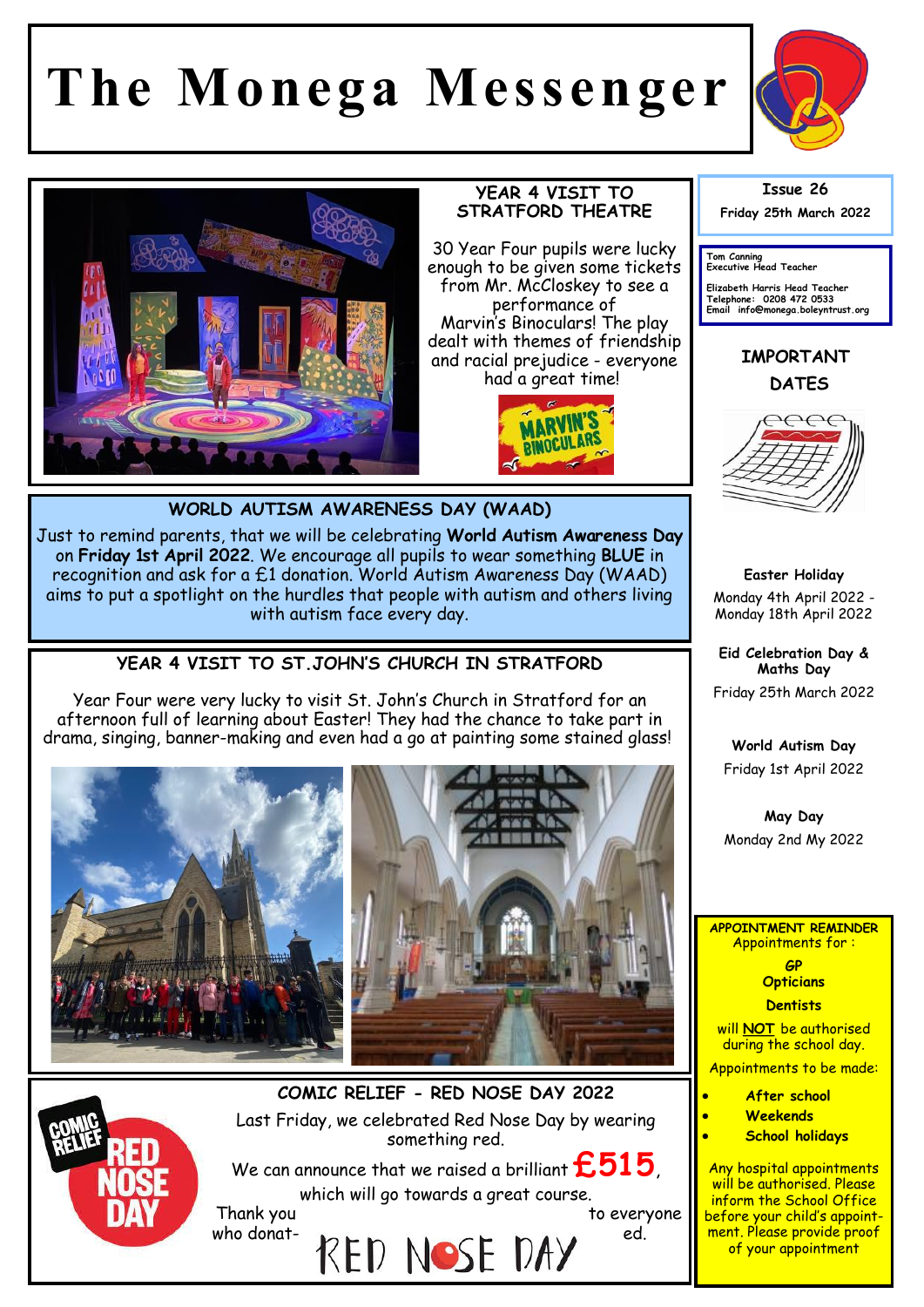# The Monega Messenger

**Issue 26**

**Friday 25th March 2022**

**Tom Canning**
**Executive Head Teacher**

**Elizabeth Harris Head Teacher**
**Telephone: 0208 472 0533**
**Email info@monega.boleyntrust.org**

## YEAR 4 VISIT TO STRATFORD THEATRE

30 Year Four pupils were lucky enough to be given some tickets from Mr. McCloskey to see a performance of Marvin's Binoculars! The play dealt with themes of friendship and racial prejudice - everyone had a great time!

## WORLD AUTISM AWARENESS DAY (WAAD)

Just to remind parents, that we will be celebrating **World Autism Awareness Day** on **Friday 1st April 2022**. We encourage all pupils to wear something **BLUE** in recognition and ask for a £1 donation. World Autism Awareness Day (WAAD) aims to put a spotlight on the hurdles that people with autism and others living with autism face every day.

## YEAR 4 VISIT TO ST.JOHN'S CHURCH IN STRATFORD

Year Four were very lucky to visit St. John's Church in Stratford for an afternoon full of learning about Easter! They had the chance to take part in drama, singing, banner-making and even had a go at painting some stained glass!

## COMIC RELIEF - RED NOSE DAY 2022

Last Friday, we celebrated Red Nose Day by wearing something red.

We can announce that we raised a brilliant **£515**, which will go towards a great course.

Thank you to everyone who donated.

## IMPORTANT DATES

**Easter Holiday**
Monday 4th April 2022 - Monday 18th April 2022

**Eid Celebration Day & Maths Day**
Friday 25th March 2022

**World Autism Day**
Friday 1st April 2022

**May Day**
Monday 2nd My 2022

## APPOINTMENT REMINDER

Appointments for :

***GP***
**Opticians**
**Dentists**

will **NOT** be authorised during the school day.

Appointments to be made:

- **After school**
- **Weekends**
- **School holidays**

Any hospital appointments will be authorised. Please inform the School Office before your child's appointment. Please provide proof of your appointment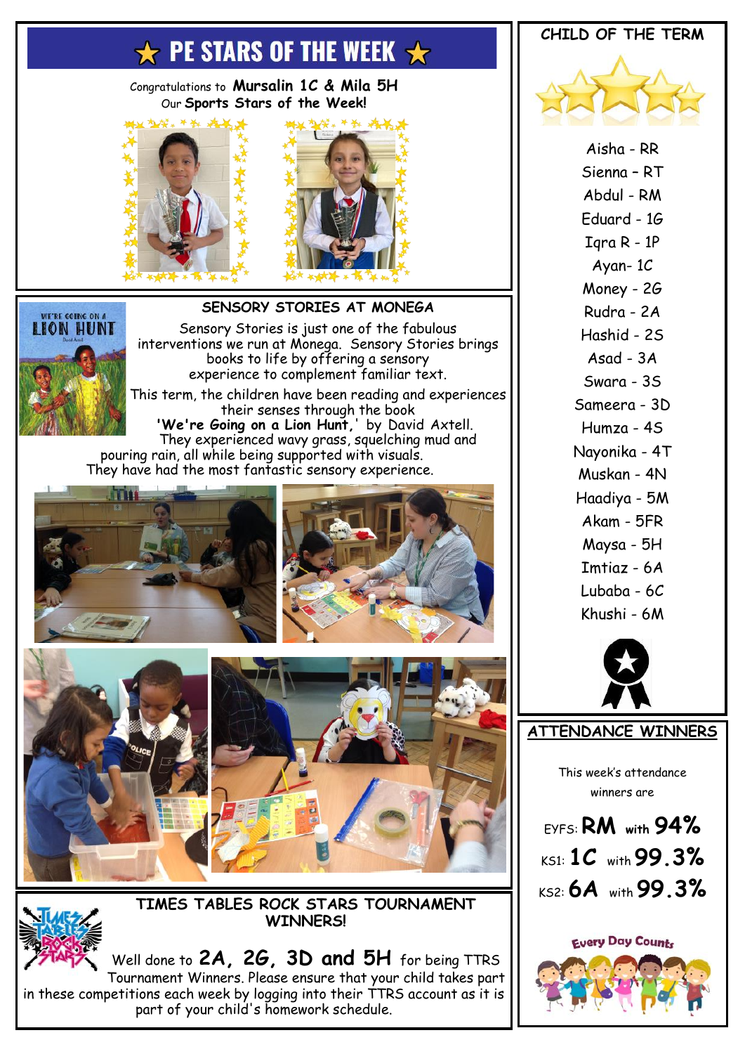# ★ PE STARS OF THE WEEK ★

Congratulations to **Mursalin 1C & Mila 5H**
Our **Sports Stars of the Week!**

## SENSORY STORIES AT MONEGA

Sensory Stories is just one of the fabulous interventions we run at Monega. Sensory Stories brings books to life by offering a sensory experience to complement familiar text.

This term, the children have been reading and experiences their senses through the book **'We're Going on a Lion Hunt,'** by David Axtell. They experienced wavy grass, squelching mud and pouring rain, all while being supported with visuals. They have had the most fantastic sensory experience.

## TIMES TABLES ROCK STARS TOURNAMENT WINNERS!

Well done to **2A, 2G, 3D and 5H** for being TTRS Tournament Winners. Please ensure that your child takes part in these competitions each week by logging into their TTRS account as it is part of your child's homework schedule.

## CHILD OF THE TERM

Aisha - RR
Sienna – RT
Abdul - RM
Eduard - 1G
Iqra R - 1P
Ayan- 1C
Money - 2G
Rudra - 2A
Hashid - 2S
Asad - 3A
Swara - 3S
Sameera - 3D
Humza - 4S
Nayonika - 4T
Muskan - 4N
Haadiya - 5M
Akam - 5FR
Maysa - 5H
Imtiaz - 6A
Lubaba - 6C
Khushi - 6M

## ATTENDANCE WINNERS

This week's attendance winners are

EYFS: **RM** with **94%**
KS1: **1C** with **99.3%**
KS2: **6A** with **99.3%**

Every Day Counts